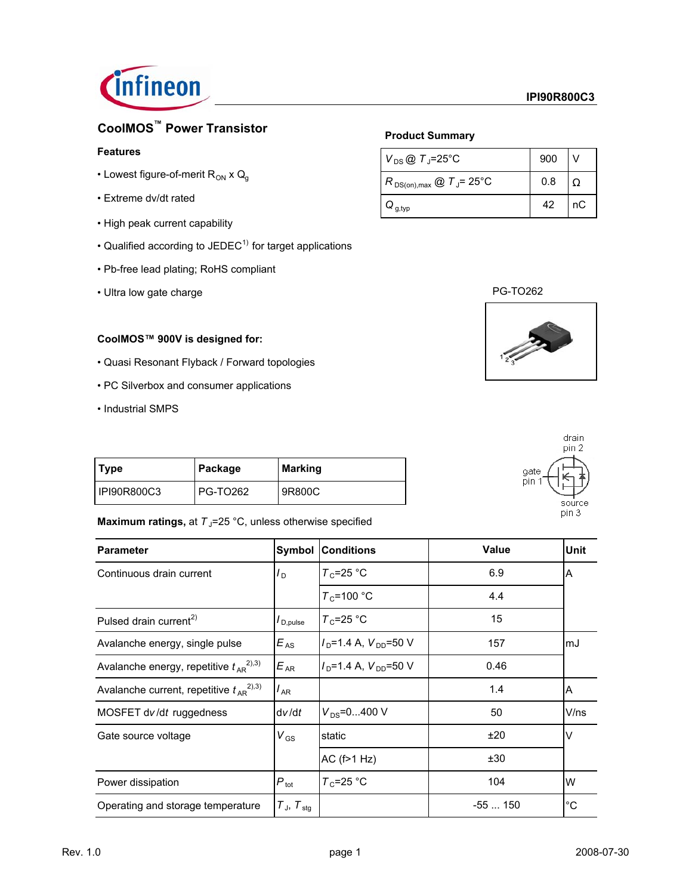**IPI90R800C3**

# CoolMOS™ Power Transistor

### Features

- Lowest figure-of-merit $R_{ON}$ x $Q_g$
- Extreme dv/dt rated
- High peak current capability
- Qualified according to JEDEC[1] for target applications
- Pb-free lead plating; RoHS compliant
- Ultra low gate charge

### CoolMOS™ 900V is designed for:

- Quasi Resonant Flyback / Forward topologies
- PC Silverbox and consumer applications
- Industrial SMPS

**Product Summary**

| | | |
|---|---|---|
| $V_{DS}$ @ $T_J$=25°C | 900 | V |
| $R_{DS(on),max}$ @ $T_J$= 25°C | 0.8 | Ω |
| $Q_{g,typ}$ | 42 | nC |

PG-TO262

drain pin 2, gate pin 1, source pin 3

| Type | Package | Marking |
|---|---|---|
| IPI90R800C3 | PG-TO262 | 9R800C |

**Maximum ratings,** at $T_J$=25 °C, unless otherwise specified

| Parameter | Symbol | Conditions | Value | Unit |
|---|---|---|---|---|
| Continuous drain current | $I_D$ | $T_C$=25 °C | 6.9 | A |
| | | $T_C$=100 °C | 4.4 | |
| Pulsed drain current[2] | $I_{D,pulse}$ | $T_C$=25 °C | 15 | |
| Avalanche energy, single pulse | $E_{AS}$ | $I_D$=1.4 A, $V_{DD}$=50 V | 157 | mJ |
| Avalanche energy, repetitive $t_{AR}$[2,3] | $E_{AR}$ | $I_D$=1.4 A, $V_{DD}$=50 V | 0.46 | |
| Avalanche current, repetitive $t_{AR}$[2,3] | $I_{AR}$ | | 1.4 | A |
| MOSFET $dv/dt$ ruggedness | $dv/dt$ | $V_{DS}$=0...400 V | 50 | V/ns |
| Gate source voltage | $V_{GS}$ | static | ±20 | V |
| | | AC (f>1 Hz) | ±30 | |
| Power dissipation | $P_{tot}$ | $T_C$=25 °C | 104 | W |
| Operating and storage temperature | $T_J$, $T_{stg}$ | | -55 ... 150 | °C |

Rev. 1.0 2008-07-30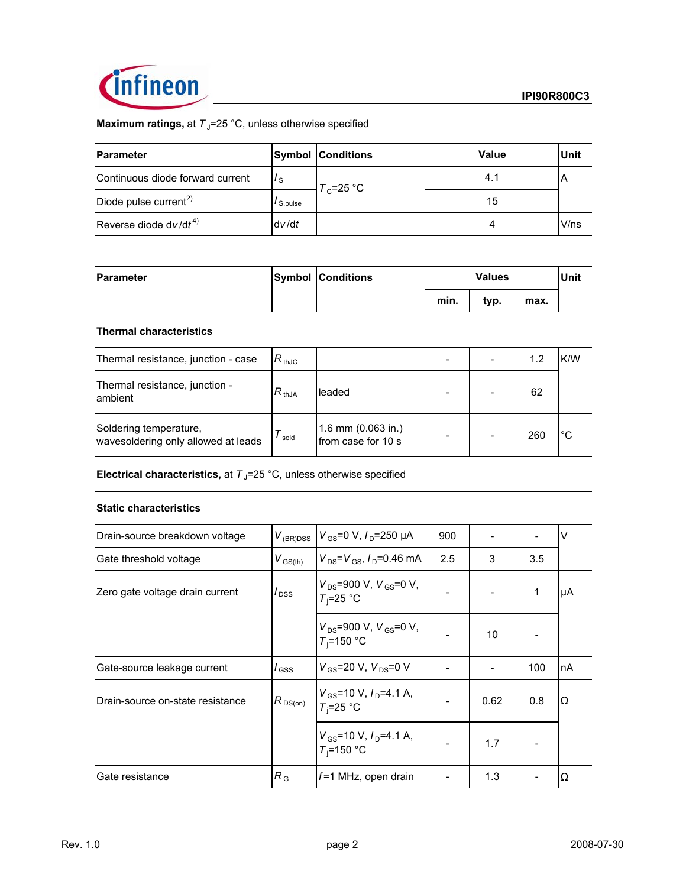**Maximum ratings,** at $T_J$=25 °C, unless otherwise specified

| Parameter | Symbol | Conditions | Value | Unit |
|---|---|---|---|---|
| Continuous diode forward current | $I_S$ | $T_C$=25 °C | 4.1 | A |
| Diode pulse current[2] | $I_{S,pulse}$ | | 15 | |
| Reverse diode $dv/dt$[4] | $dv/dt$ | | 4 | V/ns |

| Parameter | Symbol | Conditions | Values | | | Unit |
|---|---|---|---|---|---|---|
| | | | min. | typ. | max. | |
| **Thermal characteristics** | | | | | | |
| Thermal resistance, junction - case | $R_{thJC}$ | | - | - | 1.2 | K/W |
| Thermal resistance, junction - ambient | $R_{thJA}$ | leaded | - | - | 62 | |
| Soldering temperature, wavesoldering only allowed at leads | $T_{sold}$ | 1.6 mm (0.063 in.) from case for 10 s | - | - | 260 | °C |

**Electrical characteristics,** at $T_J$=25 °C, unless otherwise specified

| Parameter | Symbol | Conditions | min. | typ. | max. | Unit |
|---|---|---|---|---|---|---|
| **Static characteristics** | | | | | | |
| Drain-source breakdown voltage | $V_{(BR)DSS}$ | $V_{GS}$=0 V, $I_D$=250 µA | 900 | - | - | V |
| Gate threshold voltage | $V_{GS(th)}$ | $V_{DS}$=$V_{GS}$, $I_D$=0.46 mA | 2.5 | 3 | 3.5 | |
| Zero gate voltage drain current | $I_{DSS}$ | $V_{DS}$=900 V, $V_{GS}$=0 V, $T_j$=25 °C | - | - | 1 | µA |
| | | $V_{DS}$=900 V, $V_{GS}$=0 V, $T_j$=150 °C | - | 10 | - | |
| Gate-source leakage current | $I_{GSS}$ | $V_{GS}$=20 V, $V_{DS}$=0 V | - | - | 100 | nA |
| Drain-source on-state resistance | $R_{DS(on)}$ | $V_{GS}$=10 V, $I_D$=4.1 A, $T_j$=25 °C | - | 0.62 | 0.8 | Ω |
| | | $V_{GS}$=10 V, $I_D$=4.1 A, $T_j$=150 °C | - | 1.7 | - | |
| Gate resistance | $R_G$ | $f$=1 MHz, open drain | - | 1.3 | - | Ω |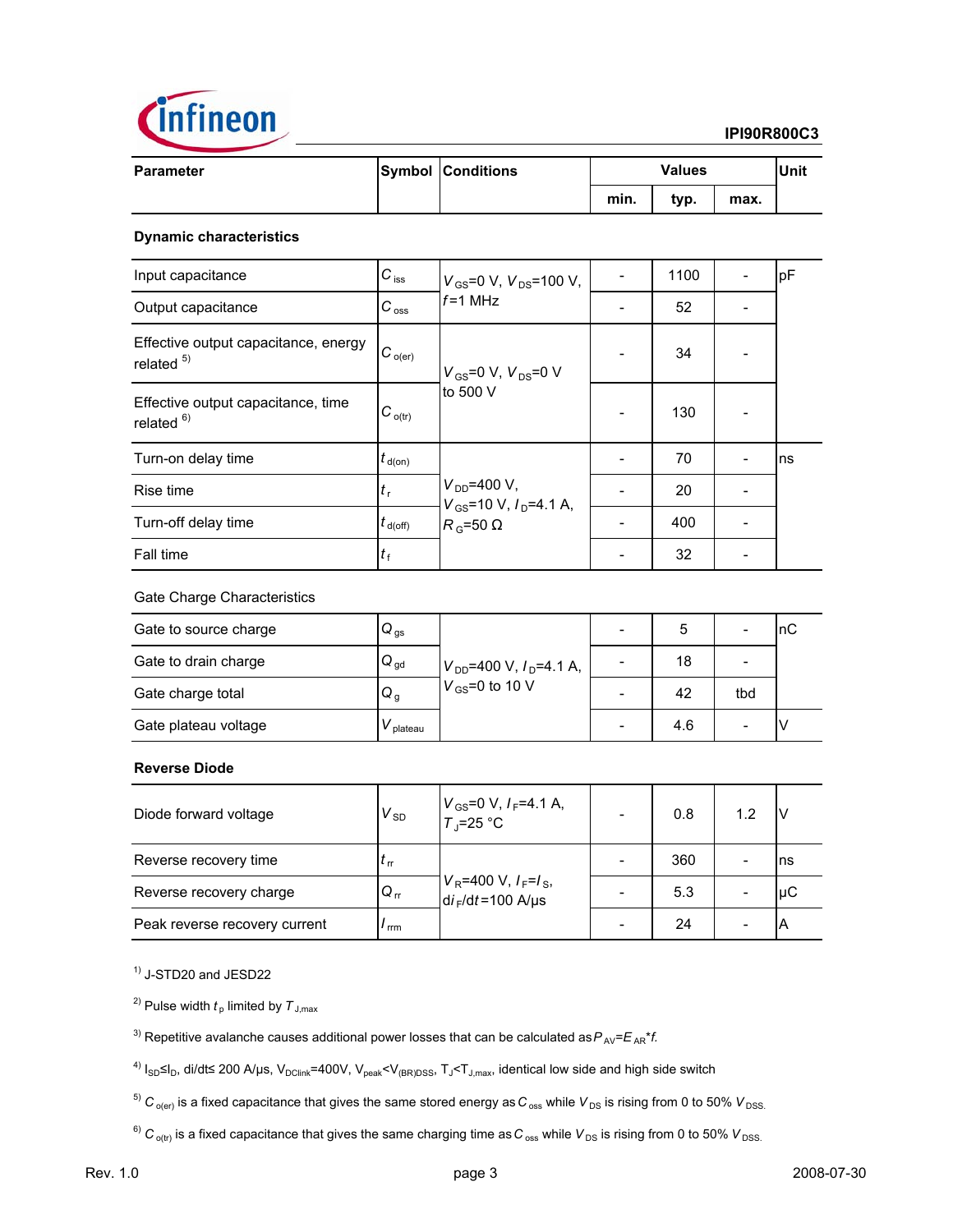| Parameter | Symbol | Conditions | Values | | | Unit |
|---|---|---|---|---|---|---|
| | | | min. | typ. | max. | |
| **Dynamic characteristics** | | | | | | |
| Input capacitance | $C_{iss}$ | $V_{GS}$=0 V, $V_{DS}$=100 V, $f$=1 MHz | - | 1100 | - | pF |
| Output capacitance | $C_{oss}$ | | - | 52 | - | |
| Effective output capacitance, energy related [5] | $C_{o(er)}$ | $V_{GS}$=0 V, $V_{DS}$=0 V to 500 V | - | 34 | - | |
| Effective output capacitance, time related [6] | $C_{o(tr)}$ | | - | 130 | - | |
| Turn-on delay time | $t_{d(on)}$ | $V_{DD}$=400 V, $V_{GS}$=10 V, $I_D$=4.1 A, $R_G$=50 Ω | - | 70 | - | ns |
| Rise time | $t_r$ | | - | 20 | - | |
| Turn-off delay time | $t_{d(off)}$ | | - | 400 | - | |
| Fall time | $t_f$ | | - | 32 | - | |
| Gate Charge Characteristics | | | | | | |
| Gate to source charge | $Q_{gs}$ | $V_{DD}$=400 V, $I_D$=4.1 A, $V_{GS}$=0 to 10 V | - | 5 | - | nC |
| Gate to drain charge | $Q_{gd}$ | | - | 18 | - | |
| Gate charge total | $Q_g$ | | - | 42 | tbd | |
| Gate plateau voltage | $V_{plateau}$ | | - | 4.6 | - | V |
| **Reverse Diode** | | | | | | |
| Diode forward voltage | $V_{SD}$ | $V_{GS}$=0 V, $I_F$=4.1 A, $T_J$=25 °C | - | 0.8 | 1.2 | V |
| Reverse recovery time | $t_{rr}$ | $V_R$=400 V, $I_F$=$I_S$, $di_F/dt$=100 A/µs | - | 360 | - | ns |
| Reverse recovery charge | $Q_{rr}$ | | - | 5.3 | - | µC |
| Peak reverse recovery current | $I_{rrm}$ | | - | 24 | - | A |

[1] J-STD20 and JESD22

[2] Pulse width $t_p$ limited by $T_{J,max}$

[3] Repetitive avalanche causes additional power losses that can be calculated as $P_{AV}=E_{AR}*f$.

[4] $I_{SD} \leq I_D$, $di/dt \leq$ 200 A/µs, $V_{DClink}$=400V, $V_{peak}<V_{(BR)DSS}$, $T_J<T_{J,max}$, identical low side and high side switch

[5] $C_{o(er)}$ is a fixed capacitance that gives the same stored energy as $C_{oss}$ while $V_{DS}$ is rising from 0 to 50% $V_{DSS}$.

[6] $C_{o(tr)}$ is a fixed capacitance that gives the same charging time as $C_{oss}$ while $V_{DS}$ is rising from 0 to 50% $V_{DSS}$.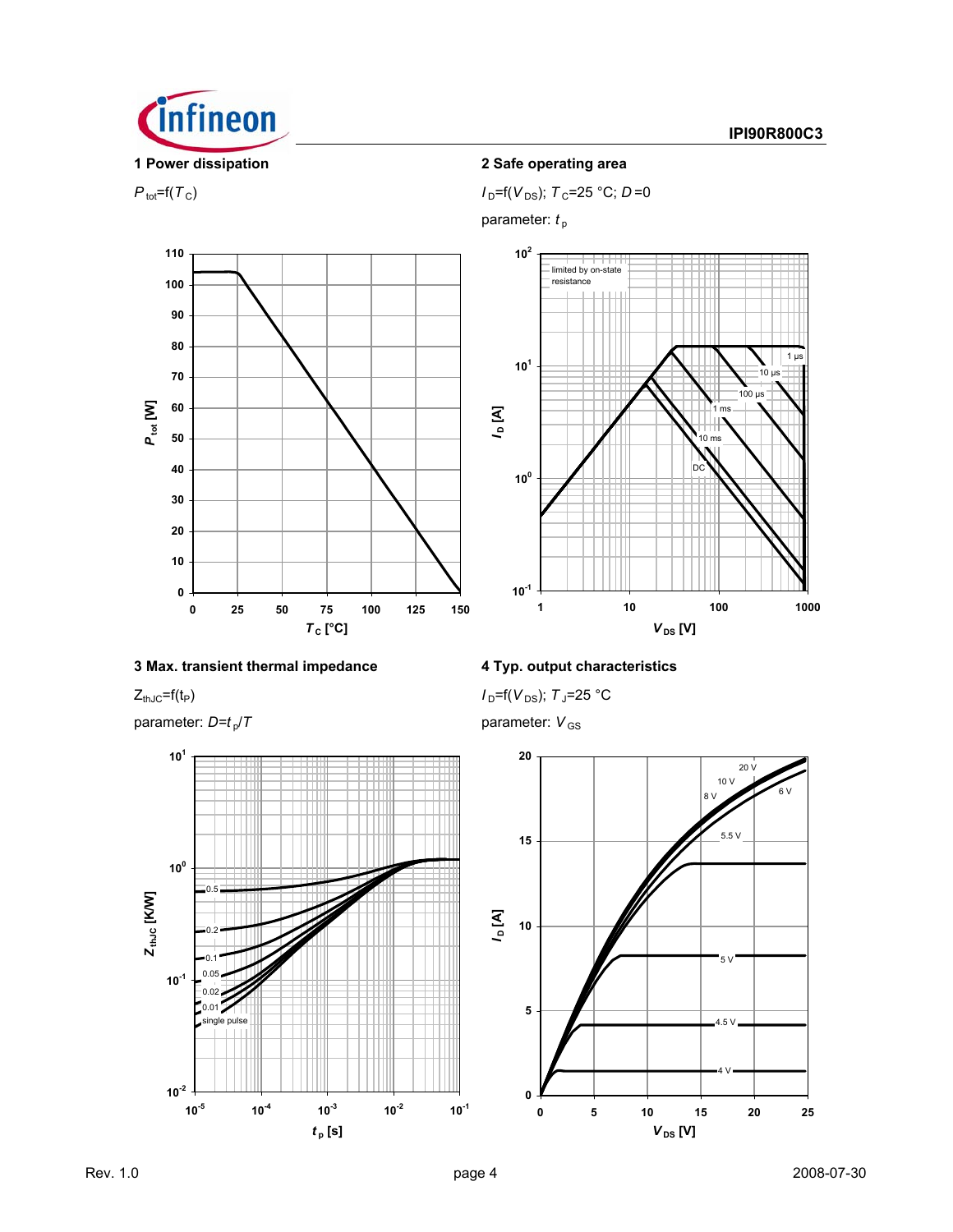## 1 Power dissipation

$P_{tot}$=f($T_C$)

## 2 Safe operating area

$I_D$=f($V_{DS}$); $T_C$=25 °C; $D$=0

parameter: $t_p$

## 3 Max. transient thermal impedance

$Z_{thJC}$=f($t_P$)

parameter: $D$=$t_p$/$T$

## 4 Typ. output characteristics

$I_D$=f($V_{DS}$); $T_J$=25 °C

parameter: $V_{GS}$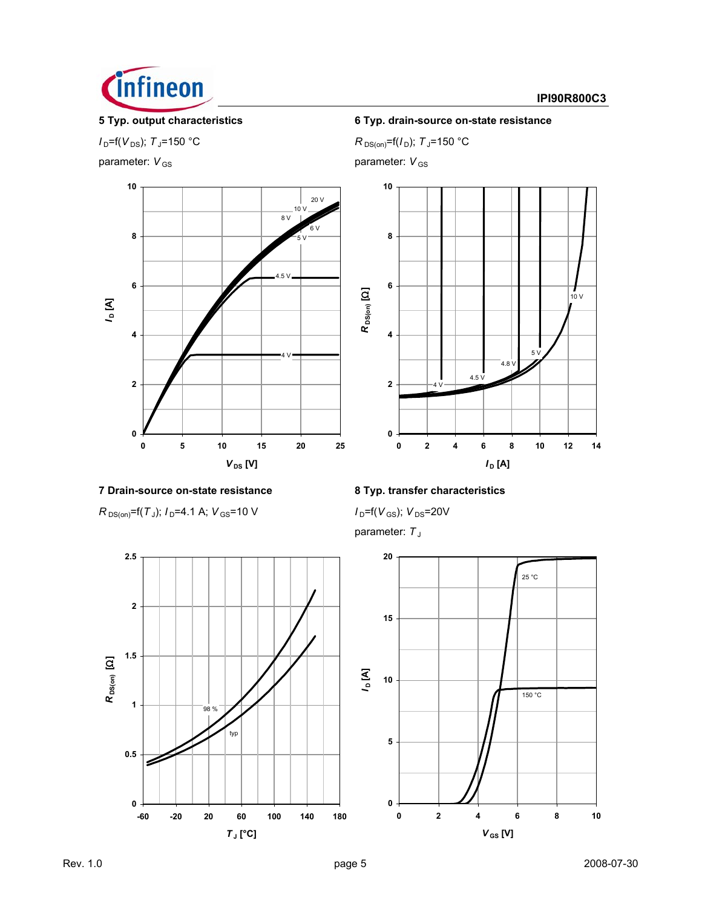### 5 Typ. output characteristics

$I_D$=f($V_{DS}$); $T_J$=150 °C

parameter: $V_{GS}$

### 6 Typ. drain-source on-state resistance

$R_{DS(on)}$=f($I_D$); $T_J$=150 °C

parameter: $V_{GS}$

### 7 Drain-source on-state resistance

$R_{DS(on)}$=f($T_J$); $I_D$=4.1 A; $V_{GS}$=10 V

### 8 Typ. transfer characteristics

$I_D$=f($V_{GS}$); $V_{DS}$=20V

parameter: $T_J$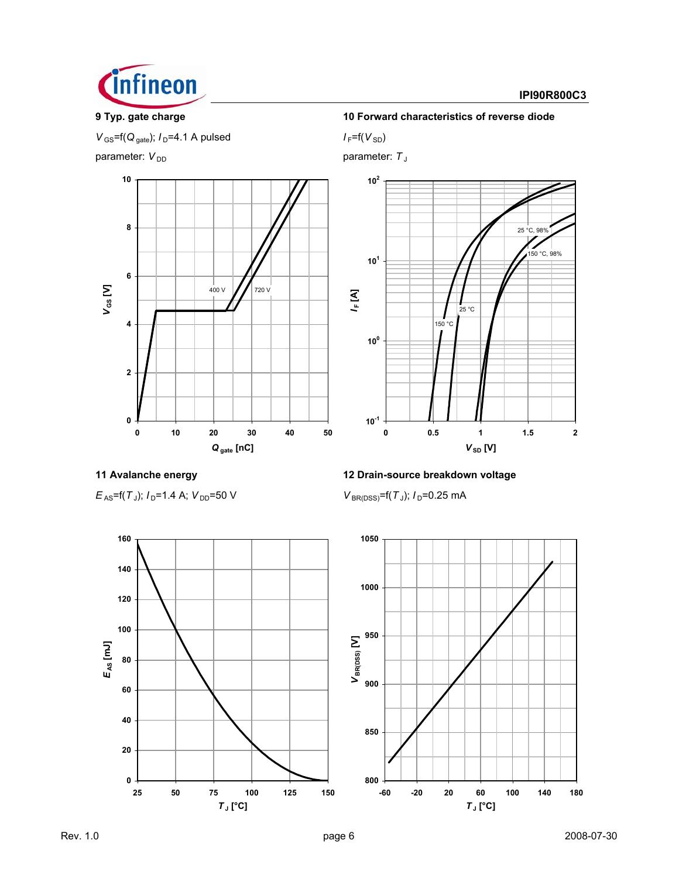### 9 Typ. gate charge

$V_{GS}$=f($Q_{gate}$); $I_D$=4.1 A pulsed

parameter: $V_{DD}$

### 10 Forward characteristics of reverse diode

$I_F$=f($V_{SD}$)

parameter: $T_J$

### 11 Avalanche energy

$E_{AS}$=f($T_J$); $I_D$=1.4 A; $V_{DD}$=50 V

### 12 Drain-source breakdown voltage

$V_{BR(DSS)}$=f($T_J$); $I_D$=0.25 mA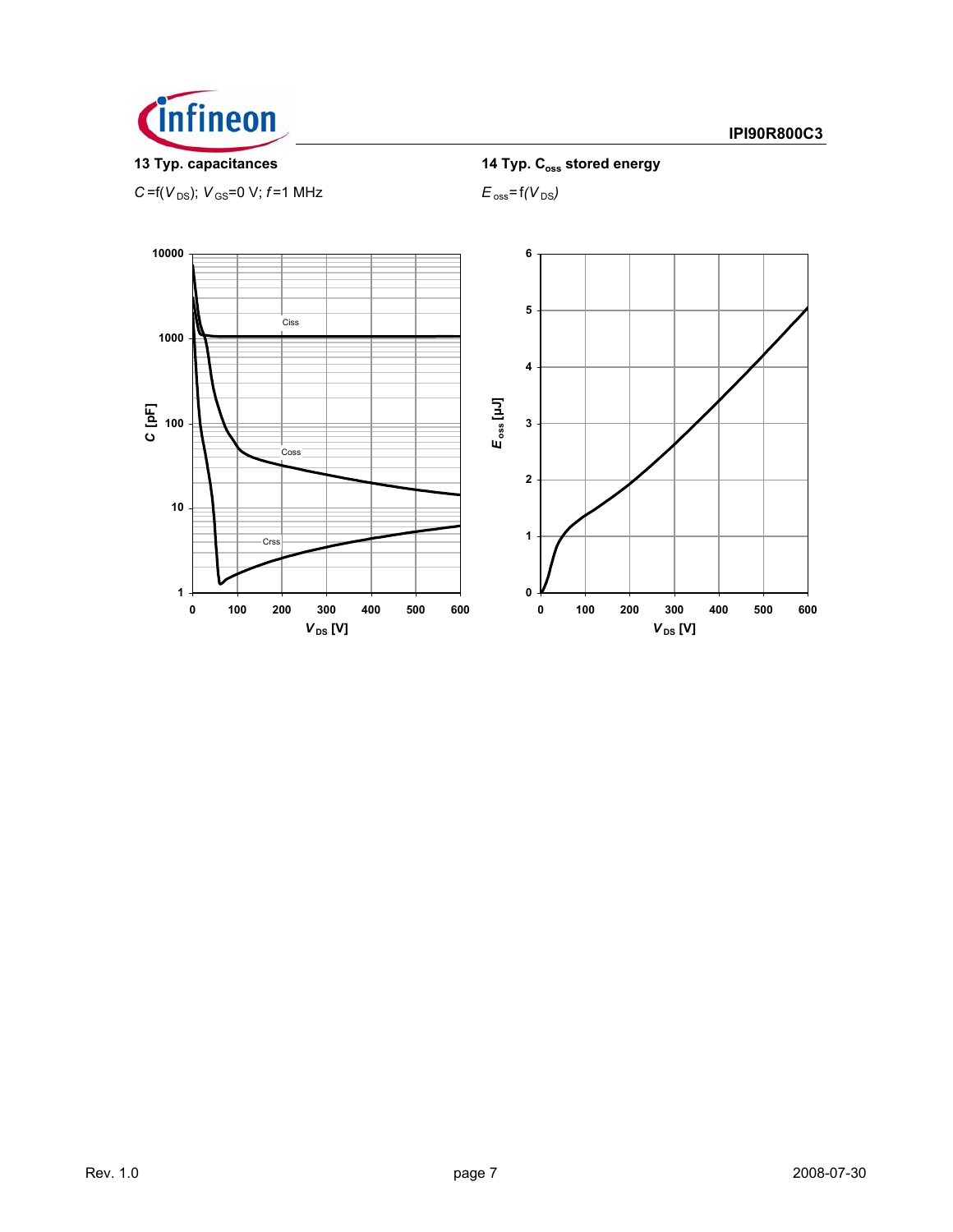**13 Typ. capacitances**

$C = f(V_{DS})$; $V_{GS} = 0$ V; $f = 1$ MHz

**14 Typ. $C_{oss}$ stored energy**

$E_{oss} = f(V_{DS})$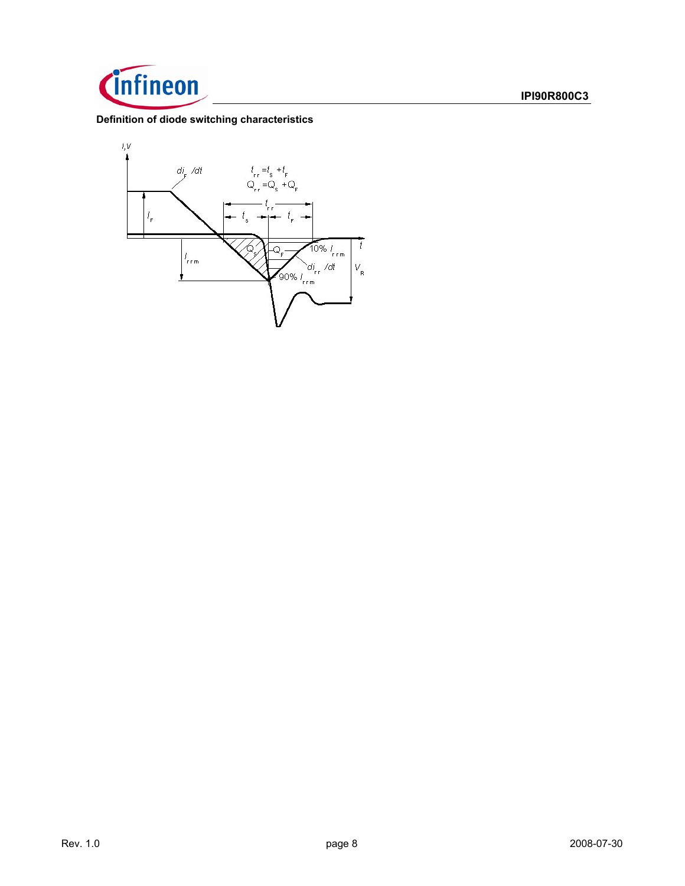**Definition of diode switching characteristics**

$t_{rr} = t_S + t_F$

$Q_{rr} = Q_S + Q_F$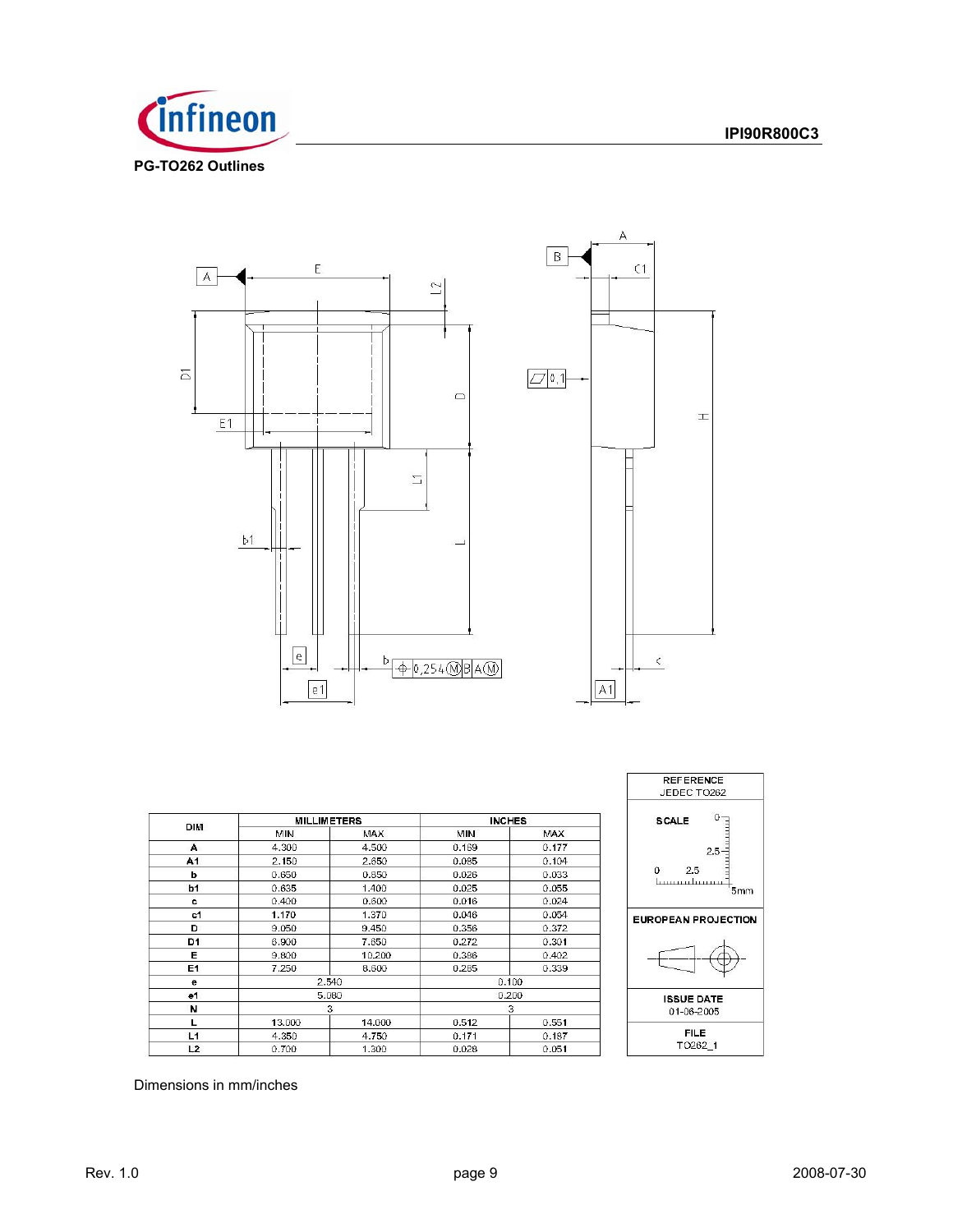## PG-TO262 Outlines

| DIM | MILLIMETERS | | INCHES | |
|---|---|---|---|---|
| | MIN | MAX | MIN | MAX |
| A | 4.300 | 4.500 | 0.169 | 0.177 |
| A1 | 2.150 | 2.650 | 0.085 | 0.104 |
| b | 0.650 | 0.850 | 0.026 | 0.033 |
| b1 | 0.635 | 1.400 | 0.025 | 0.055 |
| c | 0.400 | 0.600 | 0.016 | 0.024 |
| c1 | 1.170 | 1.370 | 0.046 | 0.054 |
| D | 9.050 | 9.450 | 0.356 | 0.372 |
| D1 | 6.900 | 7.650 | 0.272 | 0.301 |
| E | 9.800 | 10.200 | 0.386 | 0.402 |
| E1 | 7.250 | 8.600 | 0.285 | 0.339 |
| e | 2.540 | | 0.100 | |
| e1 | 5.080 | | 0.200 | |
| N | 3 | | 3 | |
| L | 13.000 | 14.000 | 0.512 | 0.551 |
| L1 | 4.350 | 4.750 | 0.171 | 0.187 |
| L2 | 0.700 | 1.300 | 0.028 | 0.051 |

| REFERENCE JEDEC TO262 |
|---|
| SCALE 0 2.5 5mm |
| EUROPEAN PROJECTION |
| ISSUE DATE 01-06-2005 |
| FILE TO262_1 |

Dimensions in mm/inches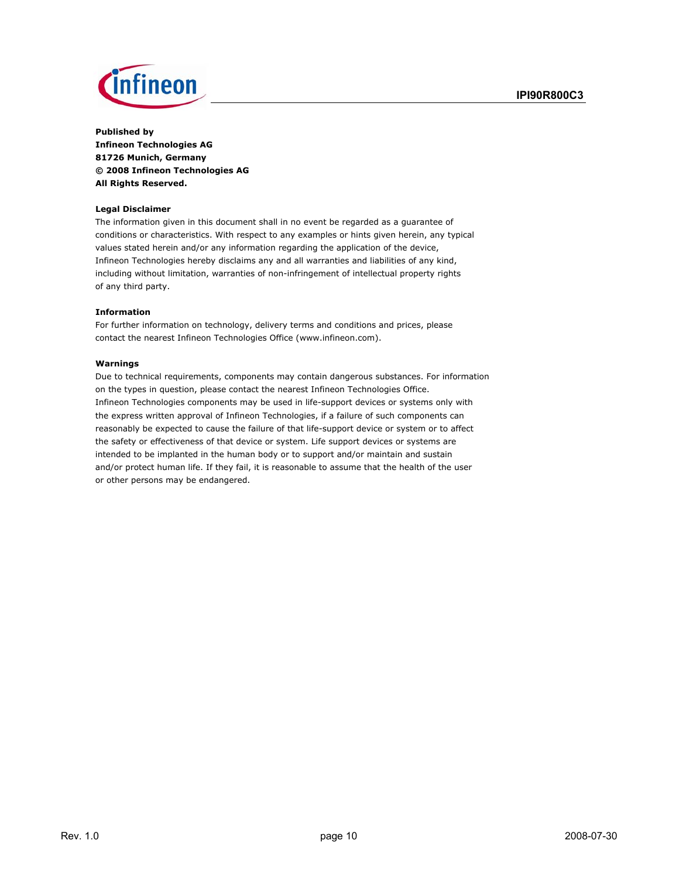**Published by**
**Infineon Technologies AG**
**81726 Munich, Germany**
**© 2008 Infineon Technologies AG**
**All Rights Reserved.**

**Legal Disclaimer**

The information given in this document shall in no event be regarded as a guarantee of conditions or characteristics. With respect to any examples or hints given herein, any typical values stated herein and/or any information regarding the application of the device, Infineon Technologies hereby disclaims any and all warranties and liabilities of any kind, including without limitation, warranties of non-infringement of intellectual property rights of any third party.

**Information**

For further information on technology, delivery terms and conditions and prices, please contact the nearest Infineon Technologies Office (www.infineon.com).

**Warnings**

Due to technical requirements, components may contain dangerous substances. For information on the types in question, please contact the nearest Infineon Technologies Office.
Infineon Technologies components may be used in life-support devices or systems only with the express written approval of Infineon Technologies, if a failure of such components can reasonably be expected to cause the failure of that life-support device or system or to affect the safety or effectiveness of that device or system. Life support devices or systems are intended to be implanted in the human body or to support and/or maintain and sustain and/or protect human life. If they fail, it is reasonable to assume that the health of the user or other persons may be endangered.